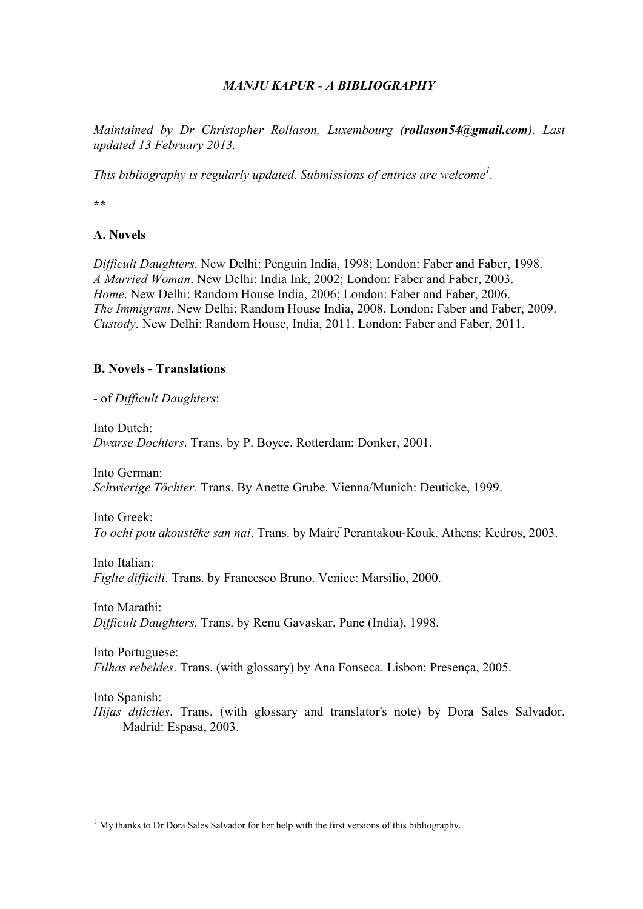# *MANJU KAPUR - A BIBLIOGRAPHY*

*Maintained by Dr Christopher Rollason, Luxembourg (**rollason54@gmail.com**). Last updated 13 February 2013.*

*This bibliography is regularly updated. Submissions of entries are welcome*[1].

**

## A. Novels

*Difficult Daughters*. New Delhi: Penguin India, 1998; London: Faber and Faber, 1998.
*A Married Woman*. New Delhi: India Ink, 2002; London: Faber and Faber, 2003.
*Home*. New Delhi: Random House India, 2006; London: Faber and Faber, 2006.
*The Immigrant*. New Delhi: Random House India, 2008. London: Faber and Faber, 2009.
*Custody*. New Delhi: Random House, India, 2011. London: Faber and Faber, 2011.

## B. Novels - Translations

- of *Difficult Daughters*:

Into Dutch:
*Dwarse Dochters*. Trans. by P. Boyce. Rotterdam: Donker, 2001.

Into German:
*Schwierige Töchter.* Trans. By Anette Grube. Vienna/Munich: Deuticke, 1999.

Into Greek:
*To ochi pou akoustēke san nai*. Trans. by Mairē Perantakou-Kouk. Athens: Kedros, 2003.

Into Italian:
*Figlie difficili*. Trans. by Francesco Bruno. Venice: Marsilio, 2000.

Into Marathi:
*Difficult Daughters*. Trans. by Renu Gavaskar. Pune (India), 1998.

Into Portuguese:
*Filhas rebeldes*. Trans. (with glossary) by Ana Fonseca. Lisbon: Presença, 2005.

Into Spanish:
*Hijas difíciles*. Trans. (with glossary and translator's note) by Dora Sales Salvador. Madrid: Espasa, 2003.

---

[1] My thanks to Dr Dora Sales Salvador for her help with the first versions of this bibliography.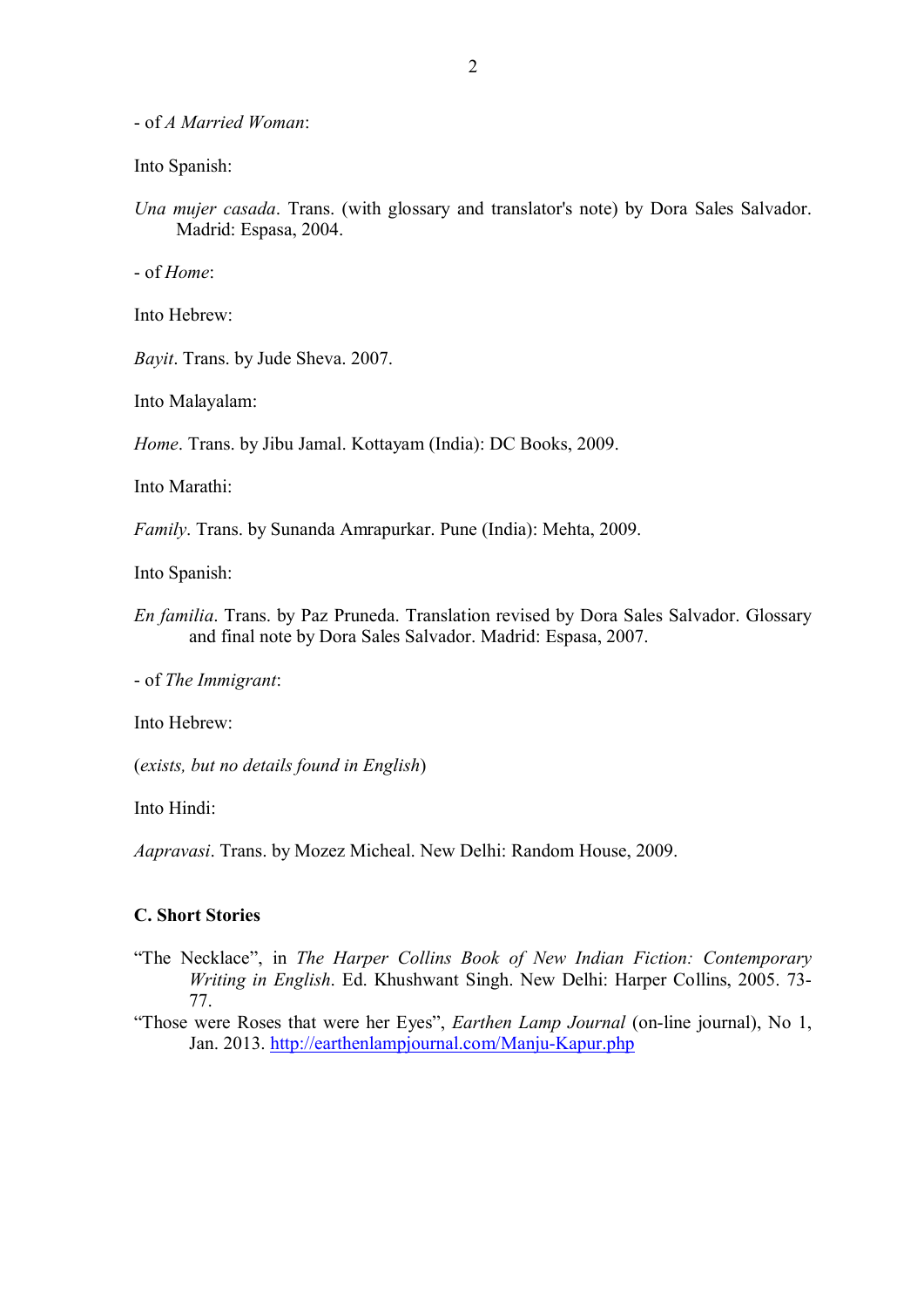- of *A Married Woman*:

Into Spanish:

*Una mujer casada*. Trans. (with glossary and translator's note) by Dora Sales Salvador. Madrid: Espasa, 2004.

- of *Home*:

Into Hebrew:

*Bayit*. Trans. by Jude Sheva. 2007.

Into Malayalam:

*Home*. Trans. by Jibu Jamal. Kottayam (India): DC Books, 2009.

Into Marathi:

*Family*. Trans. by Sunanda Amrapurkar. Pune (India): Mehta, 2009.

Into Spanish:

*En familia*. Trans. by Paz Pruneda. Translation revised by Dora Sales Salvador. Glossary and final note by Dora Sales Salvador. Madrid: Espasa, 2007.

- of *The Immigrant*:

Into Hebrew:

(*exists, but no details found in English*)

Into Hindi:

*Aapravasi*. Trans. by Mozez Micheal. New Delhi: Random House, 2009.

### C. Short Stories

"The Necklace", in *The Harper Collins Book of New Indian Fiction: Contemporary Writing in English*. Ed. Khushwant Singh. New Delhi: Harper Collins, 2005. 73-77.

"Those were Roses that were her Eyes", *Earthen Lamp Journal* (on-line journal), No 1, Jan. 2013. http://earthenlampjournal.com/Manju-Kapur.php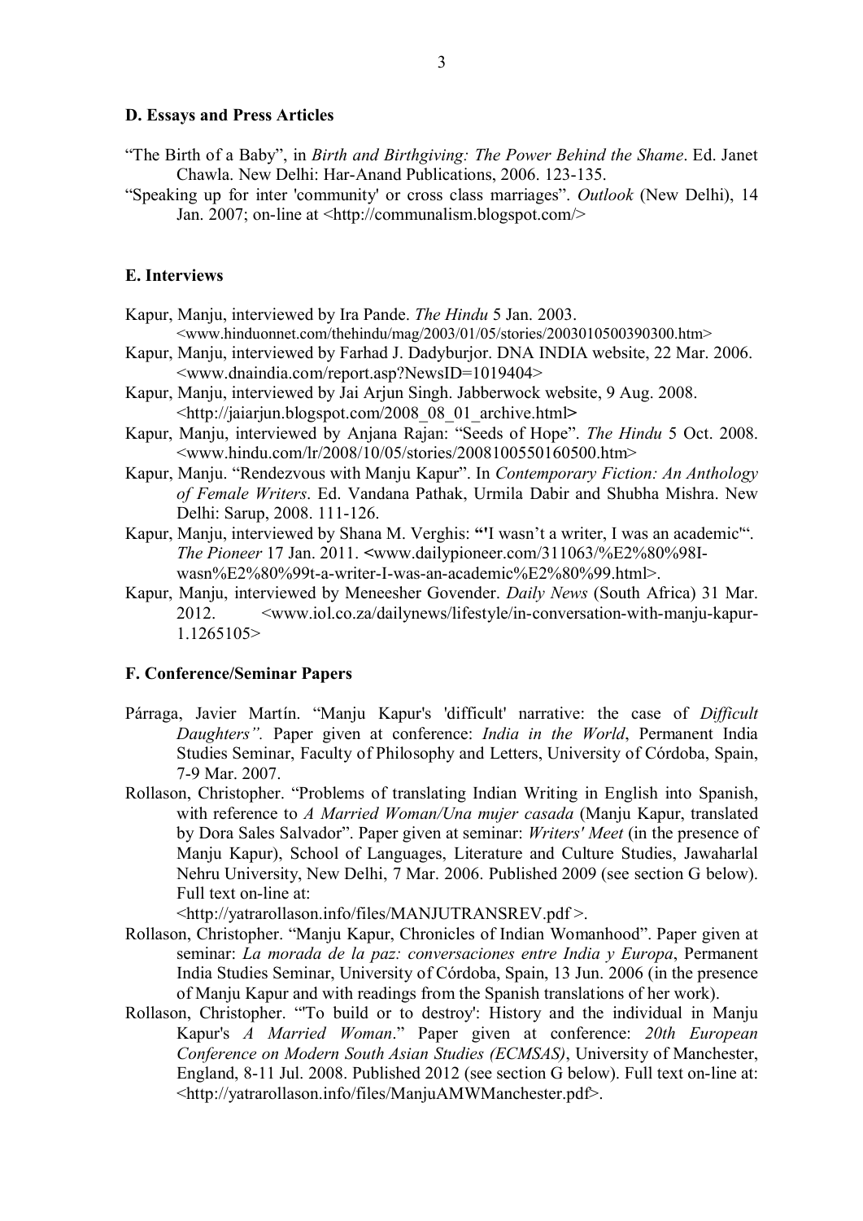#### D. Essays and Press Articles

"The Birth of a Baby", in *Birth and Birthgiving: The Power Behind the Shame*. Ed. Janet Chawla. New Delhi: Har-Anand Publications, 2006. 123-135.

"Speaking up for inter 'community' or cross class marriages". *Outlook* (New Delhi), 14 Jan. 2007; on-line at <http://communalism.blogspot.com/>

#### E. Interviews

Kapur, Manju, interviewed by Ira Pande. *The Hindu* 5 Jan. 2003. <www.hinduonnet.com/thehindu/mag/2003/01/05/stories/2003010500390300.htm>

Kapur, Manju, interviewed by Farhad J. Dadyburjor. DNA INDIA website, 22 Mar. 2006. <www.dnaindia.com/report.asp?NewsID=1019404>

Kapur, Manju, interviewed by Jai Arjun Singh. Jabberwock website, 9 Aug. 2008. <http://jaiarjun.blogspot.com/2008_08_01_archive.html>

Kapur, Manju, interviewed by Anjana Rajan: "Seeds of Hope". *The Hindu* 5 Oct. 2008. <www.hindu.com/lr/2008/10/05/stories/2008100550160500.htm>

Kapur, Manju. "Rendezvous with Manju Kapur". In *Contemporary Fiction: An Anthology of Female Writers*. Ed. Vandana Pathak, Urmila Dabir and Shubha Mishra. New Delhi: Sarup, 2008. 111-126.

Kapur, Manju, interviewed by Shana M. Verghis: **"**'I wasn't a writer, I was an academic'". *The Pioneer* 17 Jan. 2011. <www.dailypioneer.com/311063/%E2%80%98I-wasn%E2%80%99t-a-writer-I-was-an-academic%E2%80%99.html>.

Kapur, Manju, interviewed by Meneesher Govender. *Daily News* (South Africa) 31 Mar. 2012. <www.iol.co.za/dailynews/lifestyle/in-conversation-with-manju-kapur-1.1265105>

#### F. Conference/Seminar Papers

Párraga, Javier Martín. "Manju Kapur's 'difficult' narrative: the case of *Difficult Daughters"*. Paper given at conference: *India in the World*, Permanent India Studies Seminar, Faculty of Philosophy and Letters, University of Córdoba, Spain, 7-9 Mar. 2007.

Rollason, Christopher. "Problems of translating Indian Writing in English into Spanish, with reference to *A Married Woman/Una mujer casada* (Manju Kapur, translated by Dora Sales Salvador". Paper given at seminar: *Writers' Meet* (in the presence of Manju Kapur), School of Languages, Literature and Culture Studies, Jawaharlal Nehru University, New Delhi, 7 Mar. 2006. Published 2009 (see section G below). Full text on-line at: <http://yatrarollason.info/files/MANJUTRANSREV.pdf >.

Rollason, Christopher. "Manju Kapur, Chronicles of Indian Womanhood". Paper given at seminar: *La morada de la paz: conversaciones entre India y Europa*, Permanent India Studies Seminar, University of Córdoba, Spain, 13 Jun. 2006 (in the presence of Manju Kapur and with readings from the Spanish translations of her work).

Rollason, Christopher. "'To build or to destroy': History and the individual in Manju Kapur's *A Married Woman*." Paper given at conference: *20th European Conference on Modern South Asian Studies (ECMSAS)*, University of Manchester, England, 8-11 Jul. 2008. Published 2012 (see section G below). Full text on-line at: <http://yatrarollason.info/files/ManjuAMWManchester.pdf>.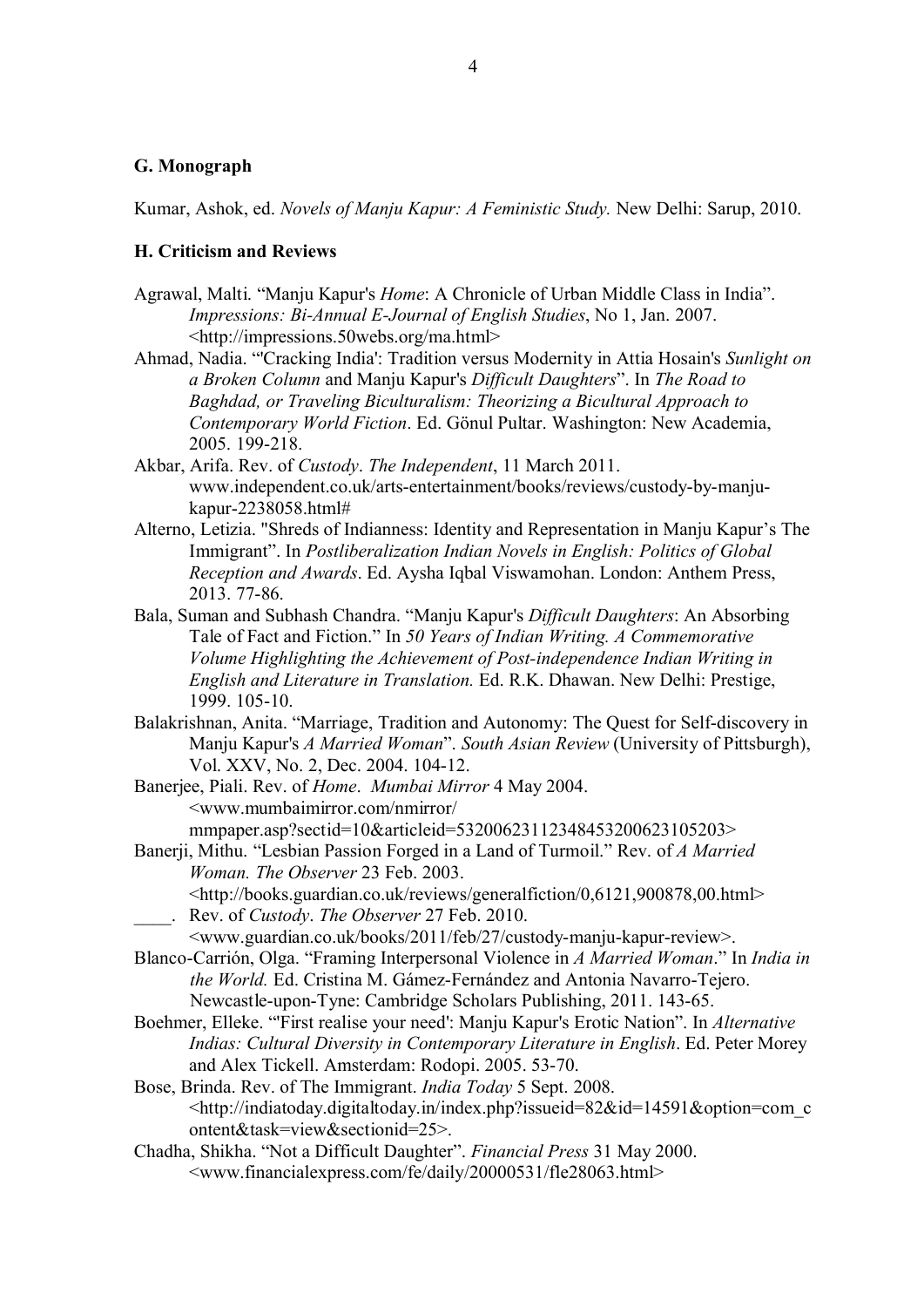### G. Monograph

Kumar, Ashok, ed. *Novels of Manju Kapur: A Feministic Study.* New Delhi: Sarup, 2010.

### H. Criticism and Reviews

Agrawal, Malti. "Manju Kapur's *Home*: A Chronicle of Urban Middle Class in India". *Impressions: Bi-Annual E-Journal of English Studies*, No 1, Jan. 2007. <http://impressions.50webs.org/ma.html>

Ahmad, Nadia. "'Cracking India': Tradition versus Modernity in Attia Hosain's *Sunlight on a Broken Column* and Manju Kapur's *Difficult Daughters*". In *The Road to Baghdad, or Traveling Biculturalism: Theorizing a Bicultural Approach to Contemporary World Fiction*. Ed. Gönul Pultar. Washington: New Academia, 2005. 199-218.

Akbar, Arifa. Rev. of *Custody*. *The Independent*, 11 March 2011. www.independent.co.uk/arts-entertainment/books/reviews/custody-by-manju-kapur-2238058.html#

Alterno, Letizia. "Shreds of Indianness: Identity and Representation in Manju Kapur's The Immigrant". In *Postliberalization Indian Novels in English: Politics of Global Reception and Awards*. Ed. Aysha Iqbal Viswamohan. London: Anthem Press, 2013. 77-86.

Bala, Suman and Subhash Chandra. "Manju Kapur's *Difficult Daughters*: An Absorbing Tale of Fact and Fiction." In *50 Years of Indian Writing. A Commemorative Volume Highlighting the Achievement of Post-independence Indian Writing in English and Literature in Translation.* Ed. R.K. Dhawan. New Delhi: Prestige, 1999. 105-10.

Balakrishnan, Anita. "Marriage, Tradition and Autonomy: The Quest for Self-discovery in Manju Kapur's *A Married Woman*". *South Asian Review* (University of Pittsburgh), Vol. XXV, No. 2, Dec. 2004. 104-12.

Banerjee, Piali. Rev. of *Home*. *Mumbai Mirror* 4 May 2004. <www.mumbaimirror.com/nmirror/mmpaper.asp?sectid=10&articleid=53200623112348453200623105203>

Banerji, Mithu. "Lesbian Passion Forged in a Land of Turmoil." Rev. of *A Married Woman. The Observer* 23 Feb. 2003. <http://books.guardian.co.uk/reviews/generalfiction/0,6121,900878,00.html>

\_\_\_\_. Rev. of *Custody*. *The Observer* 27 Feb. 2010. <www.guardian.co.uk/books/2011/feb/27/custody-manju-kapur-review>.

Blanco-Carrión, Olga. "Framing Interpersonal Violence in *A Married Woman*." In *India in the World.* Ed. Cristina M. Gámez-Fernández and Antonia Navarro-Tejero. Newcastle-upon-Tyne: Cambridge Scholars Publishing, 2011. 143-65.

Boehmer, Elleke. "'First realise your need': Manju Kapur's Erotic Nation". In *Alternative Indias: Cultural Diversity in Contemporary Literature in English*. Ed. Peter Morey and Alex Tickell. Amsterdam: Rodopi. 2005. 53-70.

Bose, Brinda. Rev. of The Immigrant. *India Today* 5 Sept. 2008. <http://indiatoday.digitaltoday.in/index.php?issueid=82&id=14591&option=com_content&task=view&sectionid=25>.

Chadha, Shikha. "Not a Difficult Daughter". *Financial Press* 31 May 2000. <www.financialexpress.com/fe/daily/20000531/fle28063.html>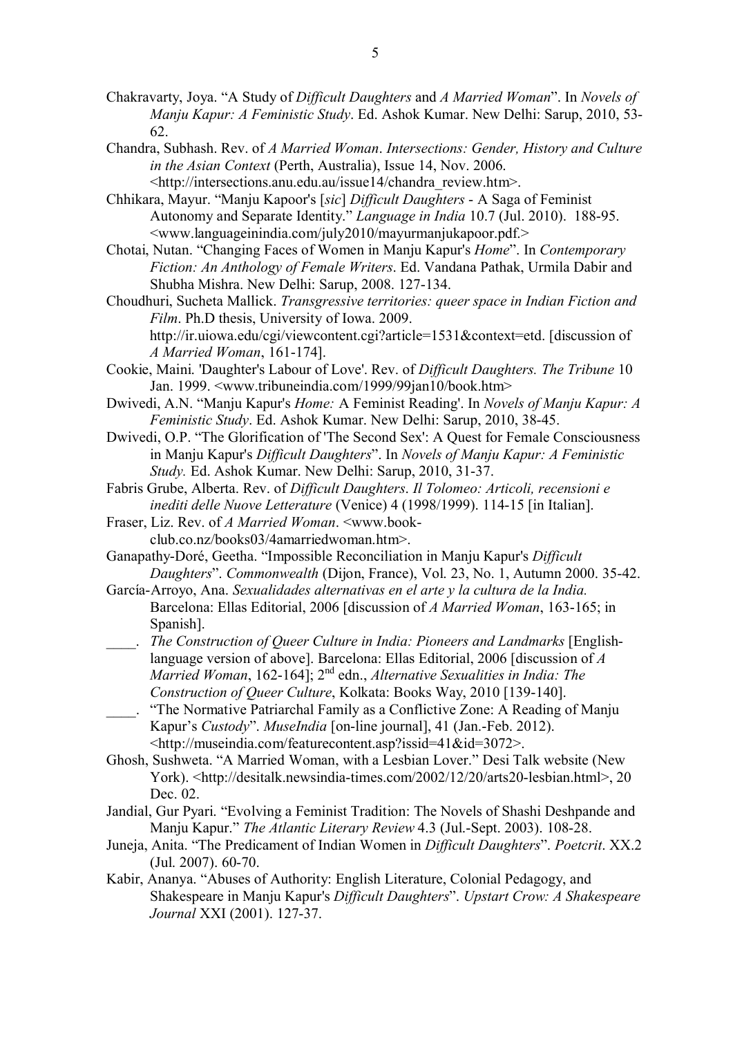Chakravarty, Joya. "A Study of *Difficult Daughters* and *A Married Woman*". In *Novels of Manju Kapur: A Feministic Study*. Ed. Ashok Kumar. New Delhi: Sarup, 2010, 53-62.

Chandra, Subhash. Rev. of *A Married Woman*. *Intersections: Gender, History and Culture in the Asian Context* (Perth, Australia), Issue 14, Nov. 2006. <http://intersections.anu.edu.au/issue14/chandra_review.htm>.

Chhikara, Mayur. "Manju Kapoor's [*sic*] *Difficult Daughters* - A Saga of Feminist Autonomy and Separate Identity." *Language in India* 10.7 (Jul. 2010). 188-95. <www.languageinindia.com/july2010/mayurmanjukapoor.pdf.>

Chotai, Nutan. "Changing Faces of Women in Manju Kapur's *Home*". In *Contemporary Fiction: An Anthology of Female Writers*. Ed. Vandana Pathak, Urmila Dabir and Shubha Mishra. New Delhi: Sarup, 2008. 127-134.

Choudhuri, Sucheta Mallick. *Transgressive territories: queer space in Indian Fiction and Film*. Ph.D thesis, University of Iowa. 2009. http://ir.uiowa.edu/cgi/viewcontent.cgi?article=1531&context=etd. [discussion of *A Married Woman*, 161-174].

Cookie, Maini. 'Daughter's Labour of Love'. Rev. of *Difficult Daughters. The Tribune* 10 Jan. 1999. <www.tribuneindia.com/1999/99jan10/book.htm>

Dwivedi, A.N. "Manju Kapur's *Home:* A Feminist Reading'. In *Novels of Manju Kapur: A Feministic Study*. Ed. Ashok Kumar. New Delhi: Sarup, 2010, 38-45.

Dwivedi, O.P. "The Glorification of 'The Second Sex': A Quest for Female Consciousness in Manju Kapur's *Difficult Daughters*". In *Novels of Manju Kapur: A Feministic Study.* Ed. Ashok Kumar. New Delhi: Sarup, 2010, 31-37.

Fabris Grube, Alberta. Rev. of *Difficult Daughters*. *Il Tolomeo: Articoli, recensioni e inediti delle Nuove Letterature* (Venice) 4 (1998/1999). 114-15 [in Italian].

Fraser, Liz. Rev. of *A Married Woman*. <www.book-club.co.nz/books03/4amarriedwoman.htm>.

Ganapathy-Doré, Geetha. "Impossible Reconciliation in Manju Kapur's *Difficult Daughters*". *Commonwealth* (Dijon, France), Vol. 23, No. 1, Autumn 2000. 35-42.

García-Arroyo, Ana. *Sexualidades alternativas en el arte y la cultura de la India.* Barcelona: Ellas Editorial, 2006 [discussion of *A Married Woman*, 163-165; in Spanish].

____. *The Construction of Queer Culture in India: Pioneers and Landmarks* [English-language version of above]. Barcelona: Ellas Editorial, 2006 [discussion of *A Married Woman*, 162-164]; 2nd edn., *Alternative Sexualities in India: The Construction of Queer Culture*, Kolkata: Books Way, 2010 [139-140].

____. "The Normative Patriarchal Family as a Conflictive Zone: A Reading of Manju Kapur's *Custody*". *MuseIndia* [on-line journal], 41 (Jan.-Feb. 2012). <http://museindia.com/featurecontent.asp?issid=41&id=3072>.

Ghosh, Sushweta. "A Married Woman, with a Lesbian Lover." Desi Talk website (New York). <http://desitalk.newsindia-times.com/2002/12/20/arts20-lesbian.html>, 20 Dec. 02.

Jandial, Gur Pyari. "Evolving a Feminist Tradition: The Novels of Shashi Deshpande and Manju Kapur." *The Atlantic Literary Review* 4.3 (Jul.-Sept. 2003). 108-28.

Juneja, Anita. "The Predicament of Indian Women in *Difficult Daughters*". *Poetcrit*. XX.2 (Jul. 2007). 60-70.

Kabir, Ananya. "Abuses of Authority: English Literature, Colonial Pedagogy, and Shakespeare in Manju Kapur's *Difficult Daughters*". *Upstart Crow: A Shakespeare Journal* XXI (2001). 127-37.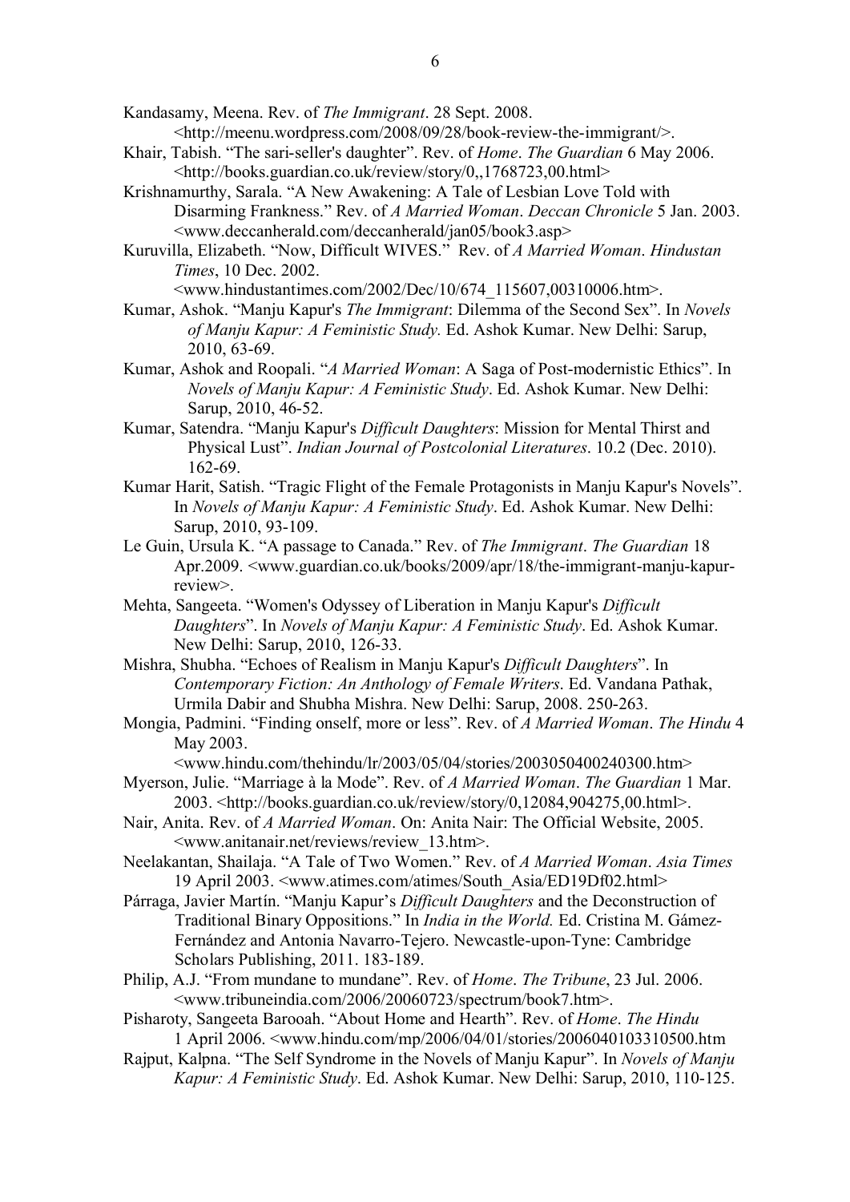Kandasamy, Meena. Rev. of *The Immigrant*. 28 Sept. 2008. <http://meenu.wordpress.com/2008/09/28/book-review-the-immigrant/>.

Khair, Tabish. "The sari-seller's daughter". Rev. of *Home*. *The Guardian* 6 May 2006. <http://books.guardian.co.uk/review/story/0,,1768723,00.html>

Krishnamurthy, Sarala. "A New Awakening: A Tale of Lesbian Love Told with Disarming Frankness." Rev. of *A Married Woman*. *Deccan Chronicle* 5 Jan. 2003. <www.deccanherald.com/deccanherald/jan05/book3.asp>

Kuruvilla, Elizabeth. "Now, Difficult WIVES." Rev. of *A Married Woman*. *Hindustan Times*, 10 Dec. 2002. <www.hindustantimes.com/2002/Dec/10/674_115607,00310006.htm>.

Kumar, Ashok. "Manju Kapur's *The Immigrant*: Dilemma of the Second Sex". In *Novels of Manju Kapur: A Feministic Study.* Ed. Ashok Kumar. New Delhi: Sarup, 2010, 63-69.

Kumar, Ashok and Roopali. "*A Married Woman*: A Saga of Post-modernistic Ethics". In *Novels of Manju Kapur: A Feministic Study*. Ed. Ashok Kumar. New Delhi: Sarup, 2010, 46-52.

Kumar, Satendra. "Manju Kapur's *Difficult Daughters*: Mission for Mental Thirst and Physical Lust". *Indian Journal of Postcolonial Literatures*. 10.2 (Dec. 2010). 162-69.

Kumar Harit, Satish. "Tragic Flight of the Female Protagonists in Manju Kapur's Novels". In *Novels of Manju Kapur: A Feministic Study*. Ed. Ashok Kumar. New Delhi: Sarup, 2010, 93-109.

Le Guin, Ursula K. "A passage to Canada." Rev. of *The Immigrant*. *The Guardian* 18 Apr.2009. <www.guardian.co.uk/books/2009/apr/18/the-immigrant-manju-kapur-review>.

Mehta, Sangeeta. "Women's Odyssey of Liberation in Manju Kapur's *Difficult Daughters*". In *Novels of Manju Kapur: A Feministic Study*. Ed. Ashok Kumar. New Delhi: Sarup, 2010, 126-33.

Mishra, Shubha. "Echoes of Realism in Manju Kapur's *Difficult Daughters*". In *Contemporary Fiction: An Anthology of Female Writers*. Ed. Vandana Pathak, Urmila Dabir and Shubha Mishra. New Delhi: Sarup, 2008. 250-263.

Mongia, Padmini. "Finding onself, more or less". Rev. of *A Married Woman*. *The Hindu* 4 May 2003. <www.hindu.com/thehindu/lr/2003/05/04/stories/2003050400240300.htm>

Myerson, Julie. "Marriage à la Mode". Rev. of *A Married Woman*. *The Guardian* 1 Mar. 2003. <http://books.guardian.co.uk/review/story/0,12084,904275,00.html>.

Nair, Anita. Rev. of *A Married Woman*. On: Anita Nair: The Official Website, 2005. <www.anitanair.net/reviews/review_13.htm>.

Neelakantan, Shailaja. "A Tale of Two Women." Rev. of *A Married Woman*. *Asia Times* 19 April 2003. <www.atimes.com/atimes/South_Asia/ED19Df02.html>

Párraga, Javier Martín. "Manju Kapur's *Difficult Daughters* and the Deconstruction of Traditional Binary Oppositions." In *India in the World.* Ed. Cristina M. Gámez-Fernández and Antonia Navarro-Tejero. Newcastle-upon-Tyne: Cambridge Scholars Publishing, 2011. 183-189.

Philip, A.J. "From mundane to mundane". Rev. of *Home*. *The Tribune*, 23 Jul. 2006. <www.tribuneindia.com/2006/20060723/spectrum/book7.htm>.

Pisharoty, Sangeeta Barooah. "About Home and Hearth". Rev. of *Home*. *The Hindu* 1 April 2006. <www.hindu.com/mp/2006/04/01/stories/2006040103310500.htm

Rajput, Kalpna. "The Self Syndrome in the Novels of Manju Kapur". In *Novels of Manju Kapur: A Feministic Study*. Ed. Ashok Kumar. New Delhi: Sarup, 2010, 110-125.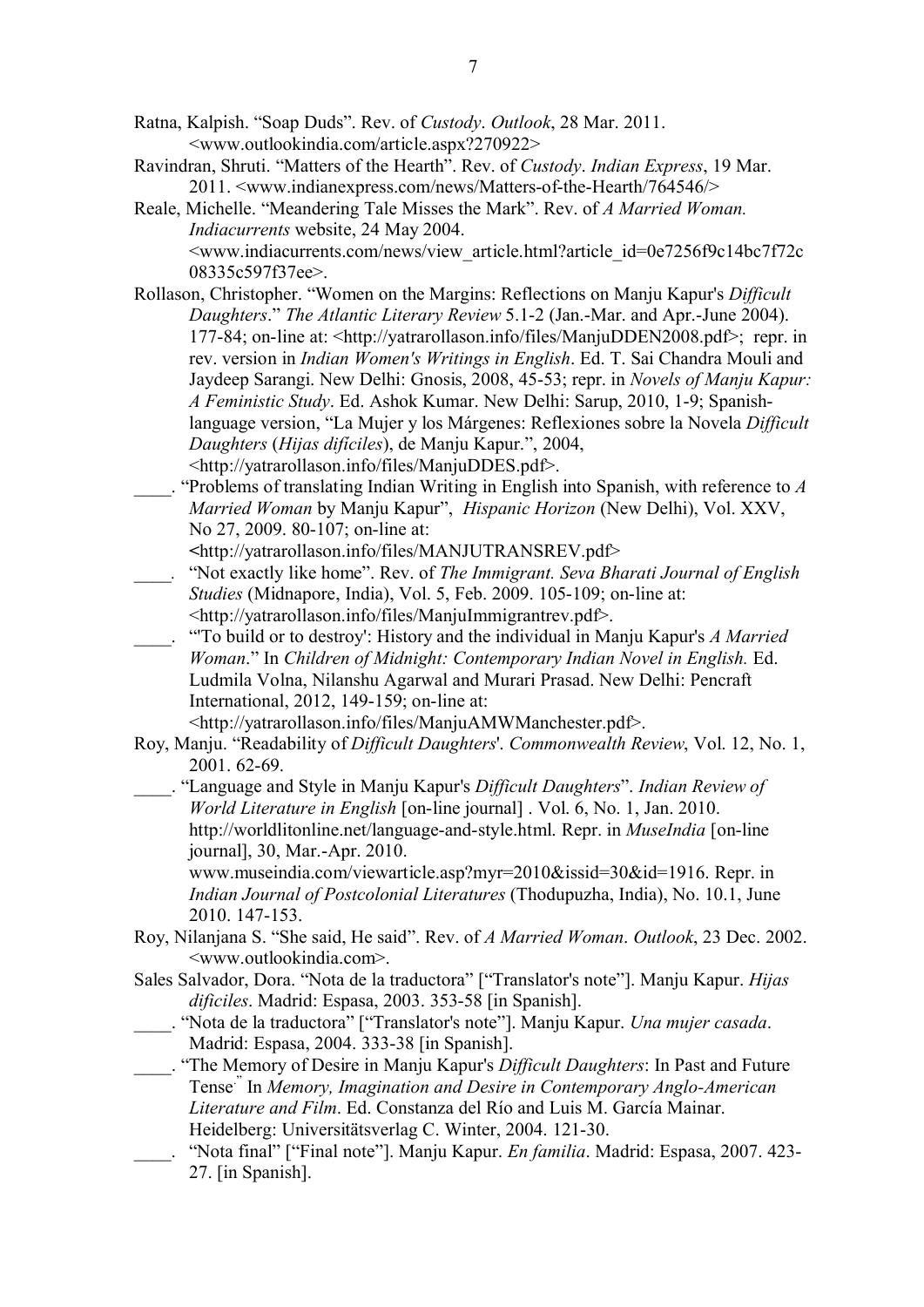Ratna, Kalpish. “Soap Duds”. Rev. of *Custody*. *Outlook*, 28 Mar. 2011. <www.outlookindia.com/article.aspx?270922>

Ravindran, Shruti. “Matters of the Hearth”. Rev. of *Custody*. *Indian Express*, 19 Mar. 2011. <www.indianexpress.com/news/Matters-of-the-Hearth/764546/>

Reale, Michelle. “Meandering Tale Misses the Mark”. Rev. of *A Married Woman. Indiacurrents* website, 24 May 2004. <www.indiacurrents.com/news/view_article.html?article_id=0e7256f9c14bc7f72c08335c597f37ee>.

Rollason, Christopher. “Women on the Margins: Reflections on Manju Kapur's *Difficult Daughters*.” *The Atlantic Literary Review* 5.1-2 (Jan.-Mar. and Apr.-June 2004). 177-84; on-line at: <http://yatrarollason.info/files/ManjuDDEN2008.pdf>; repr. in rev. version in *Indian Women's Writings in English*. Ed. T. Sai Chandra Mouli and Jaydeep Sarangi. New Delhi: Gnosis, 2008, 45-53; repr. in *Novels of Manju Kapur: A Feministic Study*. Ed. Ashok Kumar. New Delhi: Sarup, 2010, 1-9; Spanish-language version, “La Mujer y los Márgenes: Reflexiones sobre la Novela *Difficult Daughters* (*Hijas difíciles*), de Manju Kapur.”, 2004, <http://yatrarollason.info/files/ManjuDDES.pdf>.

____. “Problems of translating Indian Writing in English into Spanish, with reference to *A Married Woman* by Manju Kapur”, *Hispanic Horizon* (New Delhi), Vol. XXV, No 27, 2009. 80-107; on-line at: <http://yatrarollason.info/files/MANJUTRANSREV.pdf>

____. “Not exactly like home”. Rev. of *The Immigrant. Seva Bharati Journal of English Studies* (Midnapore, India), Vol. 5, Feb. 2009. 105-109; on-line at: <http://yatrarollason.info/files/ManjuImmigrantrev.pdf>.

____. “'To build or to destroy': History and the individual in Manju Kapur's *A Married Woman*.” In *Children of Midnight: Contemporary Indian Novel in English.* Ed. Ludmila Volna, Nilanshu Agarwal and Murari Prasad. New Delhi: Pencraft International, 2012, 149-159; on-line at: <http://yatrarollason.info/files/ManjuAMWManchester.pdf>.

Roy, Manju. “Readability of *Difficult Daughters*'. *Commonwealth Review*, Vol. 12, No. 1, 2001. 62-69.

____. “Language and Style in Manju Kapur's *Difficult Daughters*”. *Indian Review of World Literature in English* [on-line journal] . Vol. 6, No. 1, Jan. 2010. http://worldlitonline.net/language-and-style.html. Repr. in *MuseIndia* [on-line journal], 30, Mar.-Apr. 2010. www.museindia.com/viewarticle.asp?myr=2010&issid=30&id=1916. Repr. in *Indian Journal of Postcolonial Literatures* (Thodupuzha, India), No. 10.1, June 2010. 147-153.

Roy, Nilanjana S. “She said, He said”. Rev. of *A Married Woman*. *Outlook*, 23 Dec. 2002. <www.outlookindia.com>.

Sales Salvador, Dora. “Nota de la traductora” [“Translator's note”]. Manju Kapur. *Hijas difíciles*. Madrid: Espasa, 2003. 353-58 [in Spanish].

____. “Nota de la traductora” [“Translator's note”]. Manju Kapur. *Una mujer casada*. Madrid: Espasa, 2004. 333-38 [in Spanish].

____. “The Memory of Desire in Manju Kapur's *Difficult Daughters*: In Past and Future Tense.” In *Memory, Imagination and Desire in Contemporary Anglo-American Literature and Film*. Ed. Constanza del Río and Luis M. García Mainar. Heidelberg: Universitätsverlag C. Winter, 2004. 121-30.

____. “Nota final” [“Final note”]. Manju Kapur. *En familia*. Madrid: Espasa, 2007. 423-27. [in Spanish].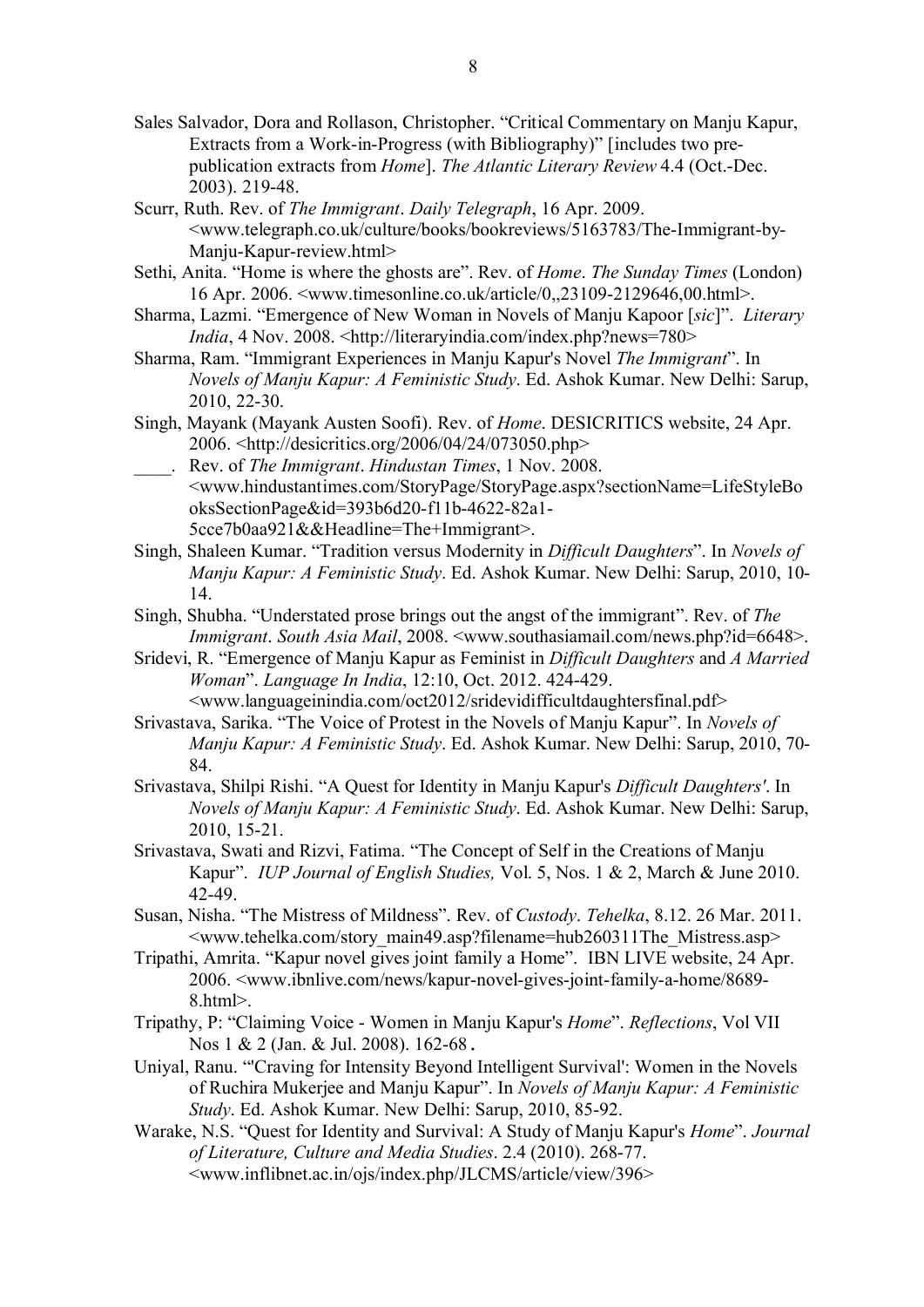Sales Salvador, Dora and Rollason, Christopher. "Critical Commentary on Manju Kapur, Extracts from a Work-in-Progress (with Bibliography)" [includes two pre-publication extracts from *Home*]. *The Atlantic Literary Review* 4.4 (Oct.-Dec. 2003). 219-48.

Scurr, Ruth. Rev. of *The Immigrant*. *Daily Telegraph*, 16 Apr. 2009. <www.telegraph.co.uk/culture/books/bookreviews/5163783/The-Immigrant-by-Manju-Kapur-review.html>

Sethi, Anita. "Home is where the ghosts are". Rev. of *Home*. *The Sunday Times* (London) 16 Apr. 2006. <www.timesonline.co.uk/article/0,,23109-2129646,00.html>.

Sharma, Lazmi. "Emergence of New Woman in Novels of Manju Kapoor [*sic*]". *Literary India*, 4 Nov. 2008. <http://literaryindia.com/index.php?news=780>

Sharma, Ram. "Immigrant Experiences in Manju Kapur's Novel *The Immigrant*". In *Novels of Manju Kapur: A Feministic Study*. Ed. Ashok Kumar. New Delhi: Sarup, 2010, 22-30.

Singh, Mayank (Mayank Austen Soofi). Rev. of *Home*. DESICRITICS website, 24 Apr. 2006. <http://desicritics.org/2006/04/24/073050.php>

____. Rev. of *The Immigrant*. *Hindustan Times*, 1 Nov. 2008. <www.hindustantimes.com/StoryPage/StoryPage.aspx?sectionName=LifeStyleBooksSectionPage&id=393b6d20-f11b-4622-82a1-5cce7b0aa921&&Headline=The+Immigrant>.

Singh, Shaleen Kumar. "Tradition versus Modernity in *Difficult Daughters*". In *Novels of Manju Kapur: A Feministic Study*. Ed. Ashok Kumar. New Delhi: Sarup, 2010, 10-14.

Singh, Shubha. "Understated prose brings out the angst of the immigrant". Rev. of *The Immigrant*. *South Asia Mail*, 2008. <www.southasiamail.com/news.php?id=6648>.

Sridevi, R. "Emergence of Manju Kapur as Feminist in *Difficult Daughters* and *A Married Woman*". *Language In India*, 12:10, Oct. 2012. 424-429. <www.languageinindia.com/oct2012/sridevidifficultdaughtersfinal.pdf>

Srivastava, Sarika. "The Voice of Protest in the Novels of Manju Kapur". In *Novels of Manju Kapur: A Feministic Study*. Ed. Ashok Kumar. New Delhi: Sarup, 2010, 70-84.

Srivastava, Shilpi Rishi. "A Quest for Identity in Manju Kapur's *Difficult Daughters'*. In *Novels of Manju Kapur: A Feministic Study*. Ed. Ashok Kumar. New Delhi: Sarup, 2010, 15-21.

Srivastava, Swati and Rizvi, Fatima. "The Concept of Self in the Creations of Manju Kapur". *IUP Journal of English Studies,* Vol. 5, Nos. 1 & 2, March & June 2010. 42-49.

Susan, Nisha. "The Mistress of Mildness". Rev. of *Custody*. *Tehelka*, 8.12. 26 Mar. 2011. <www.tehelka.com/story_main49.asp?filename=hub260311The_Mistress.asp>

Tripathi, Amrita. "Kapur novel gives joint family a Home". IBN LIVE website, 24 Apr. 2006. <www.ibnlive.com/news/kapur-novel-gives-joint-family-a-home/8689-8.html>.

Tripathy, P: "Claiming Voice - Women in Manju Kapur's *Home*". *Reflections*, Vol VII Nos 1 & 2 (Jan. & Jul. 2008). 162-68.

Uniyal, Ranu. "'Craving for Intensity Beyond Intelligent Survival': Women in the Novels of Ruchira Mukerjee and Manju Kapur". In *Novels of Manju Kapur: A Feministic Study*. Ed. Ashok Kumar. New Delhi: Sarup, 2010, 85-92.

Warake, N.S. "Quest for Identity and Survival: A Study of Manju Kapur's *Home*". *Journal of Literature, Culture and Media Studies*. 2.4 (2010). 268-77. <www.inflibnet.ac.in/ojs/index.php/JLCMS/article/view/396>